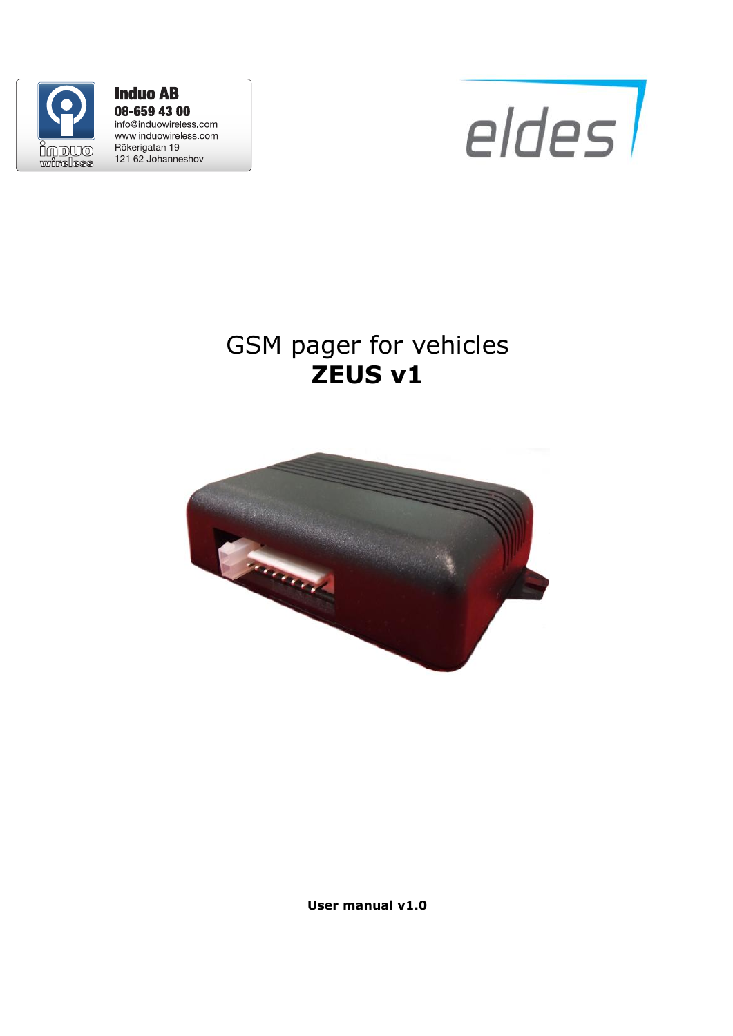Induo AB
08-659 43 00
info@induowireless.com
www.induowireless.com
Rökerigatan 19
121 62 Johanneshov

eldes

# GSM pager for vehicles
# **ZEUS v1**

**User manual v1.0**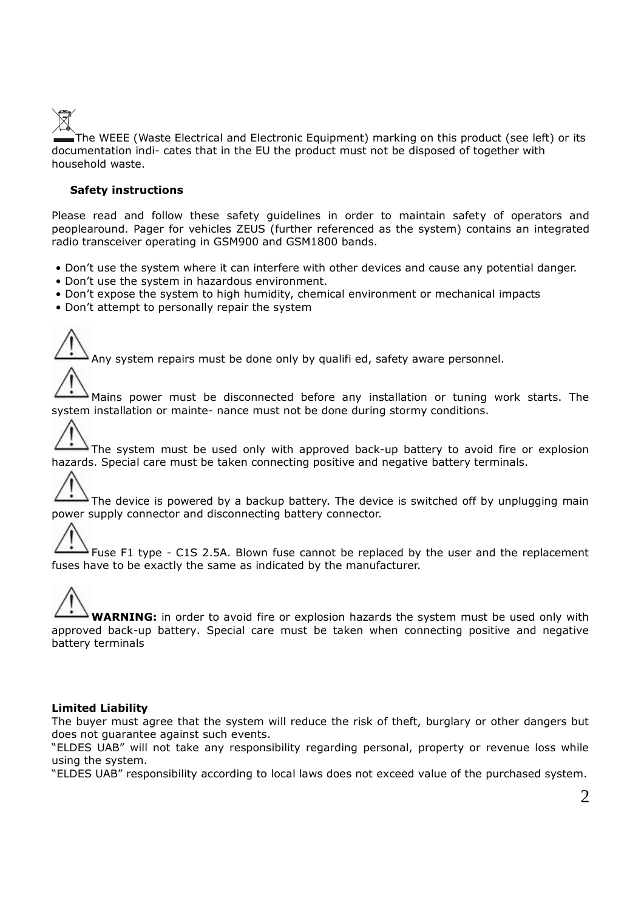The WEEE (Waste Electrical and Electronic Equipment) marking on this product (see left) or its documentation indi- cates that in the EU the product must not be disposed of together with household waste.

**Safety instructions**

Please read and follow these safety guidelines in order to maintain safety of operators and peoplearound. Pager for vehicles ZEUS (further referenced as the system) contains an integrated radio transceiver operating in GSM900 and GSM1800 bands.

- Don't use the system where it can interfere with other devices and cause any potential danger.
- Don't use the system in hazardous environment.
- Don't expose the system to high humidity, chemical environment or mechanical impacts
- Don't attempt to personally repair the system

Any system repairs must be done only by qualifi ed, safety aware personnel.

Mains power must be disconnected before any installation or tuning work starts. The system installation or mainte- nance must not be done during stormy conditions.

The system must be used only with approved back-up battery to avoid fire or explosion hazards. Special care must be taken connecting positive and negative battery terminals.

The device is powered by a backup battery. The device is switched off by unplugging main power supply connector and disconnecting battery connector.

Fuse F1 type - C1S 2.5A. Blown fuse cannot be replaced by the user and the replacement fuses have to be exactly the same as indicated by the manufacturer.

**WARNING:** in order to avoid fire or explosion hazards the system must be used only with approved back-up battery. Special care must be taken when connecting positive and negative battery terminals

**Limited Liability**

The buyer must agree that the system will reduce the risk of theft, burglary or other dangers but does not guarantee against such events.

"ELDES UAB" will not take any responsibility regarding personal, property or revenue loss while using the system.

"ELDES UAB" responsibility according to local laws does not exceed value of the purchased system.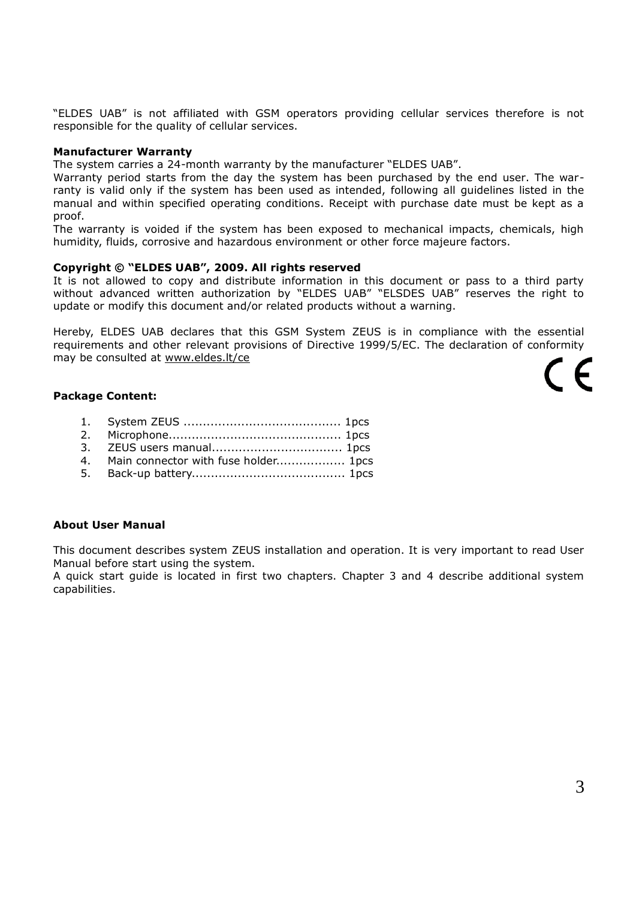"ELDES UAB" is not affiliated with GSM operators providing cellular services therefore is not responsible for the quality of cellular services.

**Manufacturer Warranty**

The system carries a 24-month warranty by the manufacturer "ELDES UAB".

Warranty period starts from the day the system has been purchased by the end user. The warranty is valid only if the system has been used as intended, following all guidelines listed in the manual and within specified operating conditions. Receipt with purchase date must be kept as a proof.

The warranty is voided if the system has been exposed to mechanical impacts, chemicals, high humidity, fluids, corrosive and hazardous environment or other force majeure factors.

**Copyright © "ELDES UAB", 2009. All rights reserved**

It is not allowed to copy and distribute information in this document or pass to a third party without advanced written authorization by "ELDES UAB" "ELSDES UAB" reserves the right to update or modify this document and/or related products without a warning.

Hereby, ELDES UAB declares that this GSM System ZEUS is in compliance with the essential requirements and other relevant provisions of Directive 1999/5/EC. The declaration of conformity may be consulted at www.eldes.lt/ce

CE

**Package Content:**

1. System ZEUS ........................................ 1pcs
2. Microphone............................................ 1pcs
3. ZEUS users manual.................................. 1pcs
4. Main connector with fuse holder.................. 1pcs
5. Back-up battery........................................ 1pcs

**About User Manual**

This document describes system ZEUS installation and operation. It is very important to read User Manual before start using the system.

A quick start guide is located in first two chapters. Chapter 3 and 4 describe additional system capabilities.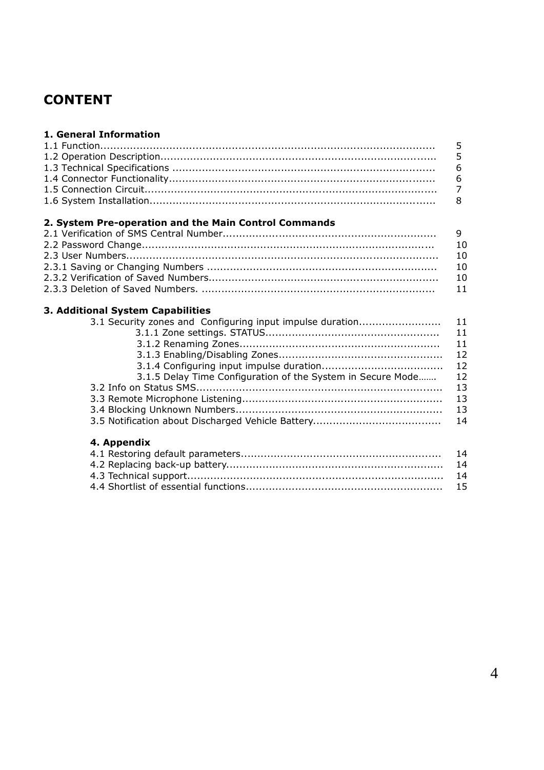# CONTENT

**1. General Information**

1.1 Function........................................................................................................ 5
1.2 Operation Description.................................................................................... 5
1.3 Technical Specifications ................................................................................ 6
1.4 Connector Functionality................................................................................. 6
1.5 Connection Circuit.......................................................................................... 7
1.6 System Installation......................................................................................... 8

**2. System Pre-operation and the Main Control Commands**

2.1 Verification of SMS Central Number................................................................. 9
2.2 Password Change.......................................................................................... 10
2.3 User Numbers................................................................................................ 10
2.3.1 Saving or Changing Numbers ...................................................................... 10
2.3.2 Verification of Saved Numbers...................................................................... 10
2.3.3 Deletion of Saved Numbers. ........................................................................ 11

**3. Additional System Capabilities**

3.1 Security zones and Configuring input impulse duration......................... 11
3.1.1 Zone settings. STATUS..................................................... 11
3.1.2 Renaming Zones............................................................ 11
3.1.3 Enabling/Disabling Zones................................................. 12
3.1.4 Configuring input impulse duration.................................... 12
3.1.5 Delay Time Configuration of the System in Secure Mode....... 12
3.2 Info on Status SMS........................................................................... 13
3.3 Remote Microphone Listening............................................................ 13
3.4 Blocking Unknown Numbers.............................................................. 13
3.5 Notification about Discharged Vehicle Battery...................................... 14

**4. Appendix**

4.1 Restoring default parameters............................................................ 14
4.2 Replacing back-up battery................................................................. 14
4.3 Technical support............................................................................. 14
4.4 Shortlist of essential functions........................................................... 15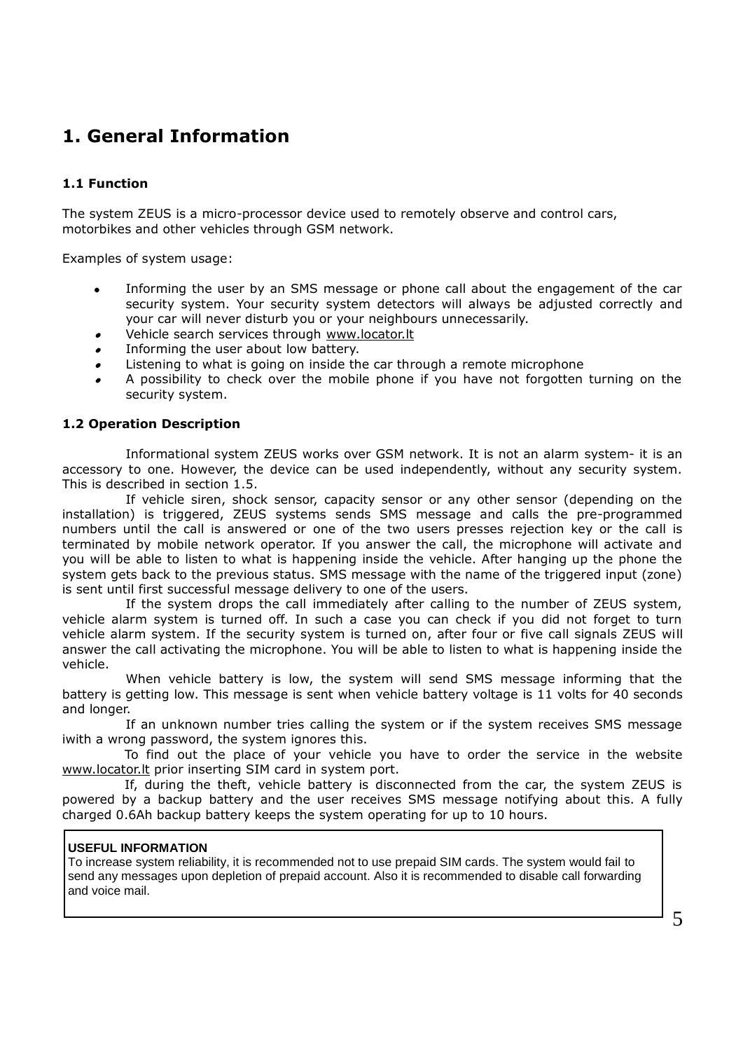# 1. General Information

### 1.1 Function

The system ZEUS is a micro-processor device used to remotely observe and control cars, motorbikes and other vehicles through GSM network.

Examples of system usage:

- Informing the user by an SMS message or phone call about the engagement of the car security system. Your security system detectors will always be adjusted correctly and your car will never disturb you or your neighbours unnecessarily.
- Vehicle search services through www.locator.lt
- Informing the user about low battery.
- Listening to what is going on inside the car through a remote microphone
- A possibility to check over the mobile phone if you have not forgotten turning on the security system.

### 1.2 Operation Description

Informational system ZEUS works over GSM network. It is not an alarm system- it is an accessory to one. However, the device can be used independently, without any security system. This is described in section 1.5.

If vehicle siren, shock sensor, capacity sensor or any other sensor (depending on the installation) is triggered, ZEUS systems sends SMS message and calls the pre-programmed numbers until the call is answered or one of the two users presses rejection key or the call is terminated by mobile network operator. If you answer the call, the microphone will activate and you will be able to listen to what is happening inside the vehicle. After hanging up the phone the system gets back to the previous status. SMS message with the name of the triggered input (zone) is sent until first successful message delivery to one of the users.

If the system drops the call immediately after calling to the number of ZEUS system, vehicle alarm system is turned off. In such a case you can check if you did not forget to turn vehicle alarm system. If the security system is turned on, after four or five call signals ZEUS will answer the call activating the microphone. You will be able to listen to what is happening inside the vehicle.

When vehicle battery is low, the system will send SMS message informing that the battery is getting low. This message is sent when vehicle battery voltage is 11 volts for 40 seconds and longer.

If an unknown number tries calling the system or if the system receives SMS message iwith a wrong password, the system ignores this.

To find out the place of your vehicle you have to order the service in the website www.locator.lt prior inserting SIM card in system port.

If, during the theft, vehicle battery is disconnected from the car, the system ZEUS is powered by a backup battery and the user receives SMS message notifying about this. A fully charged 0.6Ah backup battery keeps the system operating for up to 10 hours.

**USEFUL INFORMATION**
To increase system reliability, it is recommended not to use prepaid SIM cards. The system would fail to send any messages upon depletion of prepaid account. Also it is recommended to disable call forwarding and voice mail.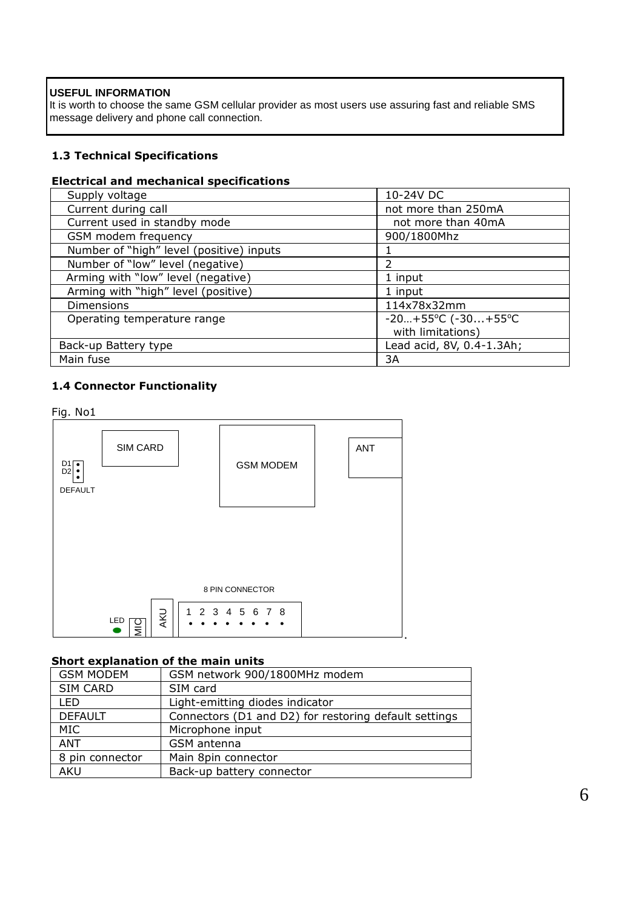**USEFUL INFORMATION**
It is worth to choose the same GSM cellular provider as most users use assuring fast and reliable SMS message delivery and phone call connection.

### 1.3 Technical Specifications

**Electrical and mechanical specifications**

| | |
|---|---|
| Supply voltage | 10-24V DC |
| Current during call | not more than 250mA |
| Current used in standby mode | not more than 40mA |
| GSM modem frequency | 900/1800Mhz |
| Number of "high" level (positive) inputs | 1 |
| Number of "low" level (negative) | 2 |
| Arming with "low" level (negative) | 1 input |
| Arming with "high" level (positive) | 1 input |
| Dimensions | 114x78x32mm |
| Operating temperature range | -20…+55°C (-30...+55°C with limitations) |
| Back-up Battery type | Lead acid, 8V, 0.4-1.3Ah; |
| Main fuse | 3A |

### 1.4 Connector Functionality

Fig. No1

SIM CARD, GSM MODEM, ANT, D1, D2, DEFAULT, 8 PIN CONNECTOR, 1 2 3 4 5 6 7 8, LED, MIC, AKU

**Short explanation of the main units**

| | |
|---|---|
| GSM MODEM | GSM network 900/1800MHz modem |
| SIM CARD | SIM card |
| LED | Light-emitting diodes indicator |
| DEFAULT | Connectors (D1 and D2) for restoring default settings |
| MIC | Microphone input |
| ANT | GSM antenna |
| 8 pin connector | Main 8pin connector |
| AKU | Back-up battery connector |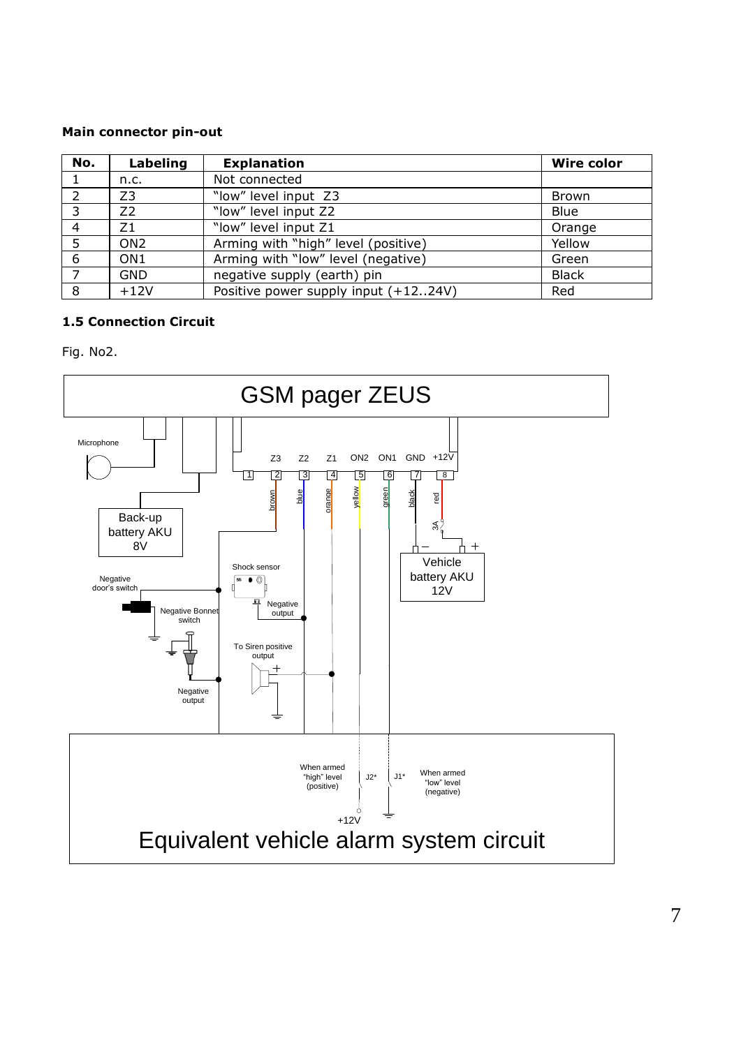**Main connector pin-out**

| No. | Labeling | Explanation | Wire color |
| --- | --- | --- | --- |
| 1 | n.c. | Not connected | |
| 2 | Z3 | “low” level input Z3 | Brown |
| 3 | Z2 | “low” level input Z2 | Blue |
| 4 | Z1 | “low” level input Z1 | Orange |
| 5 | ON2 | Arming with “high” level (positive) | Yellow |
| 6 | ON1 | Arming with “low” level (negative) | Green |
| 7 | GND | negative supply (earth) pin | Black |
| 8 | +12V | Positive power supply input (+12..24V) | Red |

### 1.5 Connection Circuit

Fig. No2.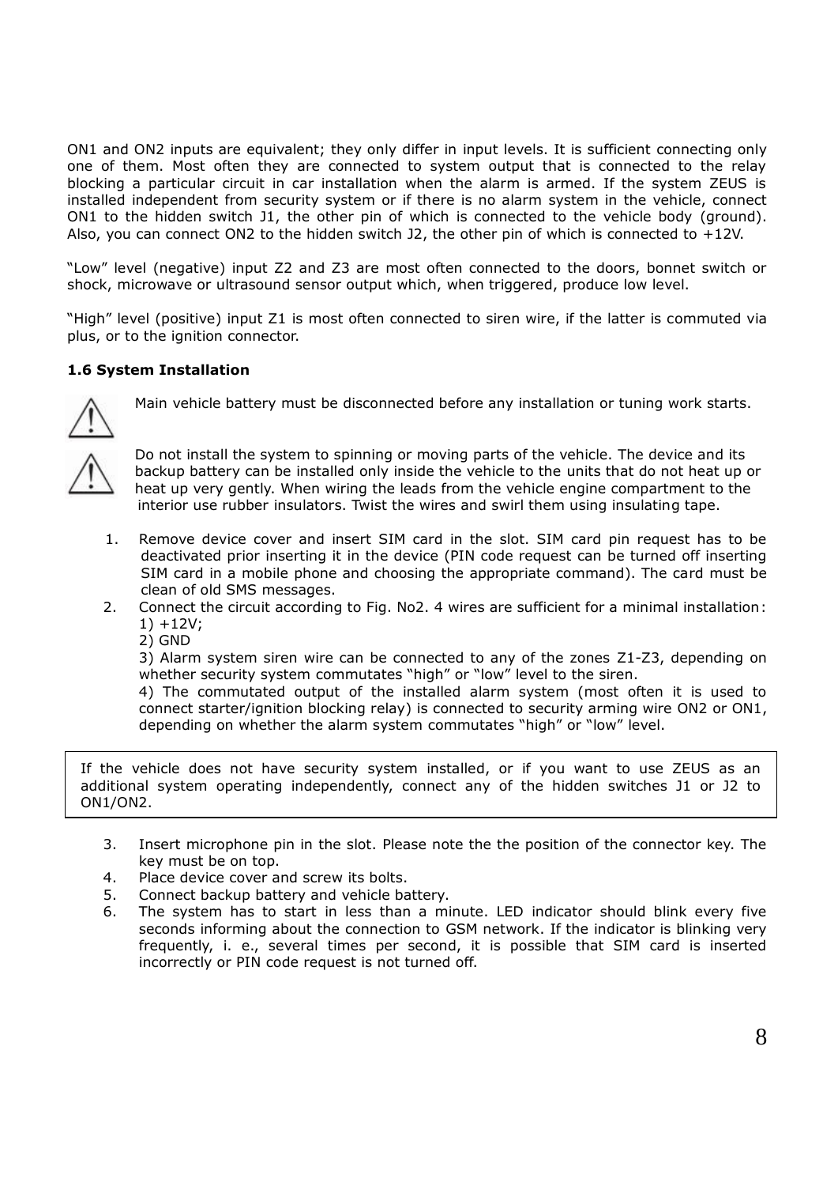ON1 and ON2 inputs are equivalent; they only differ in input levels. It is sufficient connecting only one of them. Most often they are connected to system output that is connected to the relay blocking a particular circuit in car installation when the alarm is armed. If the system ZEUS is installed independent from security system or if there is no alarm system in the vehicle, connect ON1 to the hidden switch J1, the other pin of which is connected to the vehicle body (ground). Also, you can connect ON2 to the hidden switch J2, the other pin of which is connected to +12V.

"Low" level (negative) input Z2 and Z3 are most often connected to the doors, bonnet switch or shock, microwave or ultrasound sensor output which, when triggered, produce low level.

"High" level (positive) input Z1 is most often connected to siren wire, if the latter is commuted via plus, or to the ignition connector.

**1.6 System Installation**

⚠ Main vehicle battery must be disconnected before any installation or tuning work starts.

⚠ Do not install the system to spinning or moving parts of the vehicle. The device and its backup battery can be installed only inside the vehicle to the units that do not heat up or heat up very gently. When wiring the leads from the vehicle engine compartment to the interior use rubber insulators. Twist the wires and swirl them using insulating tape.

1. Remove device cover and insert SIM card in the slot. SIM card pin request has to be deactivated prior inserting it in the device (PIN code request can be turned off inserting SIM card in a mobile phone and choosing the appropriate command). The card must be clean of old SMS messages.
2. Connect the circuit according to Fig. No2. 4 wires are sufficient for a minimal installation:
   1) +12V;
   2) GND
   3) Alarm system siren wire can be connected to any of the zones Z1-Z3, depending on whether security system commutates "high" or "low" level to the siren.
   4) The commutated output of the installed alarm system (most often it is used to connect starter/ignition blocking relay) is connected to security arming wire ON2 or ON1, depending on whether the alarm system commutates "high" or "low" level.

> If the vehicle does not have security system installed, or if you want to use ZEUS as an additional system operating independently, connect any of the hidden switches J1 or J2 to ON1/ON2.

3. Insert microphone pin in the slot. Please note the the position of the connector key. The key must be on top.
4. Place device cover and screw its bolts.
5. Connect backup battery and vehicle battery.
6. The system has to start in less than a minute. LED indicator should blink every five seconds informing about the connection to GSM network. If the indicator is blinking very frequently, i. e., several times per second, it is possible that SIM card is inserted incorrectly or PIN code request is not turned off.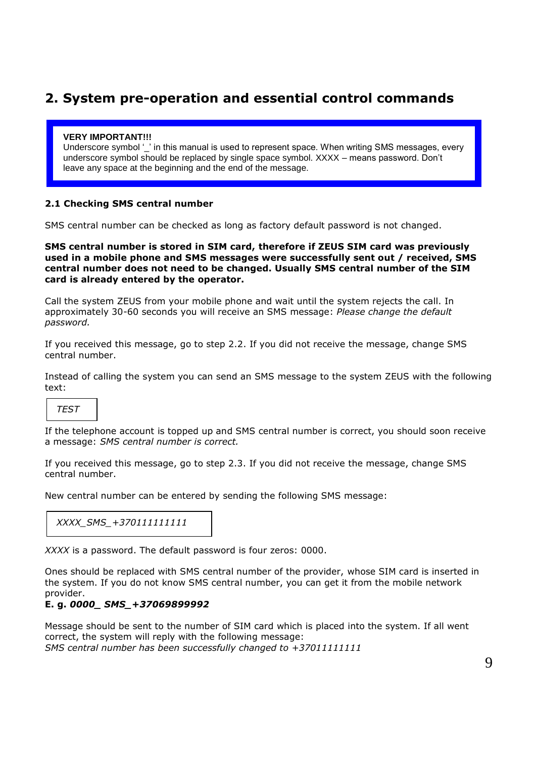## 2. System pre-operation and essential control commands

> **VERY IMPORTANT!!!**
> Underscore symbol '_' in this manual is used to represent space. When writing SMS messages, every underscore symbol should be replaced by single space symbol. XXXX – means password. Don't leave any space at the beginning and the end of the message.

### 2.1 Checking SMS central number

SMS central number can be checked as long as factory default password is not changed.

**SMS central number is stored in SIM card, therefore if ZEUS SIM card was previously used in a mobile phone and SMS messages were successfully sent out / received, SMS central number does not need to be changed. Usually SMS central number of the SIM card is already entered by the operator.**

Call the system ZEUS from your mobile phone and wait until the system rejects the call. In approximately 30-60 seconds you will receive an SMS message: *Please change the default password.*

If you received this message, go to step 2.2. If you did not receive the message, change SMS central number.

Instead of calling the system you can send an SMS message to the system ZEUS with the following text:

```
TEST
```

If the telephone account is topped up and SMS central number is correct, you should soon receive a message: *SMS central number is correct.*

If you received this message, go to step 2.3. If you did not receive the message, change SMS central number.

New central number can be entered by sending the following SMS message:

```
XXXX_SMS_+370111111111
```

*XXXX* is a password. The default password is four zeros: 0000.

Ones should be replaced with SMS central number of the provider, whose SIM card is inserted in the system. If you do not know SMS central number, you can get it from the mobile network provider.

**E. g. *0000_ SMS_+37069899992***

Message should be sent to the number of SIM card which is placed into the system. If all went correct, the system will reply with the following message:
*SMS central number has been successfully changed to +37011111111*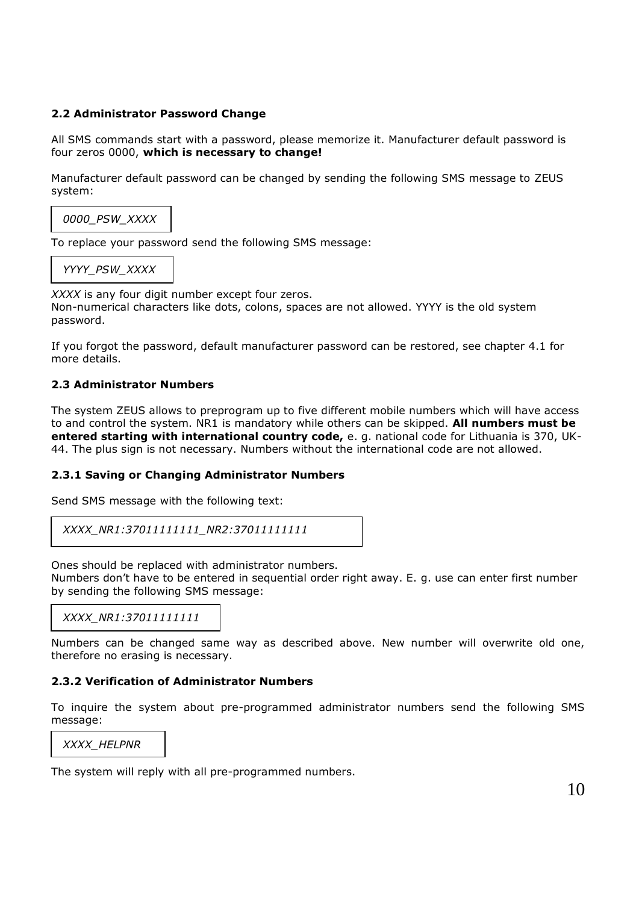### 2.2 Administrator Password Change

All SMS commands start with a password, please memorize it. Manufacturer default password is four zeros 0000, **which is necessary to change!**

Manufacturer default password can be changed by sending the following SMS message to ZEUS system:

```
0000_PSW_XXXX
```

To replace your password send the following SMS message:

```
YYYY_PSW_XXXX
```

*XXXX* is any four digit number except four zeros.
Non-numerical characters like dots, colons, spaces are not allowed. YYYY is the old system password.

If you forgot the password, default manufacturer password can be restored, see chapter 4.1 for more details.

### 2.3 Administrator Numbers

The system ZEUS allows to preprogram up to five different mobile numbers which will have access to and control the system. NR1 is mandatory while others can be skipped. **All numbers must be entered starting with international country code,** e. g. national code for Lithuania is 370, UK- 44. The plus sign is not necessary. Numbers without the international code are not allowed.

#### 2.3.1 Saving or Changing Administrator Numbers

Send SMS message with the following text:

```
XXXX_NR1:37011111111_NR2:37011111111
```

Ones should be replaced with administrator numbers.
Numbers don't have to be entered in sequential order right away. E. g. use can enter first number by sending the following SMS message:

```
XXXX_NR1:37011111111
```

Numbers can be changed same way as described above. New number will overwrite old one, therefore no erasing is necessary.

#### 2.3.2 Verification of Administrator Numbers

To inquire the system about pre-programmed administrator numbers send the following SMS message:

```
XXXX_HELPNR
```

The system will reply with all pre-programmed numbers.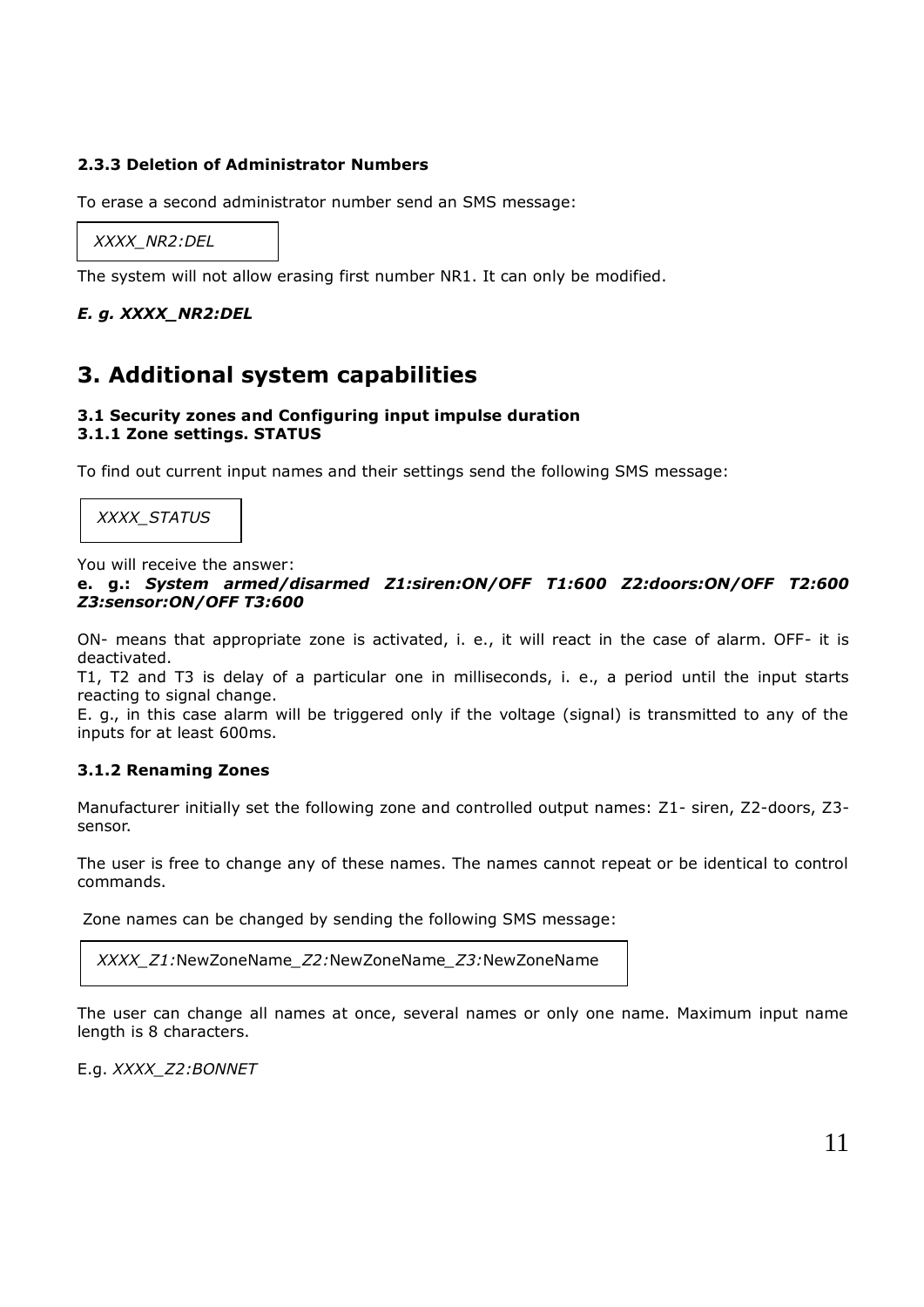### 2.3.3 Deletion of Administrator Numbers

To erase a second administrator number send an SMS message:

```
XXXX_NR2:DEL
```

The system will not allow erasing first number NR1. It can only be modified.

***E. g. XXXX_NR2:DEL***

# 3. Additional system capabilities

### 3.1 Security zones and Configuring input impulse duration

### 3.1.1 Zone settings. STATUS

To find out current input names and their settings send the following SMS message:

```
XXXX_STATUS
```

You will receive the answer:

**e. g.:** ***System armed/disarmed Z1:siren:ON/OFF T1:600 Z2:doors:ON/OFF T2:600 Z3:sensor:ON/OFF T3:600***

ON- means that appropriate zone is activated, i. e., it will react in the case of alarm. OFF- it is deactivated.

T1, T2 and T3 is delay of a particular one in milliseconds, i. e., a period until the input starts reacting to signal change.

E. g., in this case alarm will be triggered only if the voltage (signal) is transmitted to any of the inputs for at least 600ms.

### 3.1.2 Renaming Zones

Manufacturer initially set the following zone and controlled output names: Z1- siren, Z2-doors, Z3-sensor.

The user is free to change any of these names. The names cannot repeat or be identical to control commands.

Zone names can be changed by sending the following SMS message:

```
XXXX_Z1:NewZoneName_Z2:NewZoneName_Z3:NewZoneName
```

The user can change all names at once, several names or only one name. Maximum input name length is 8 characters.

E.g. *XXXX_Z2:BONNET*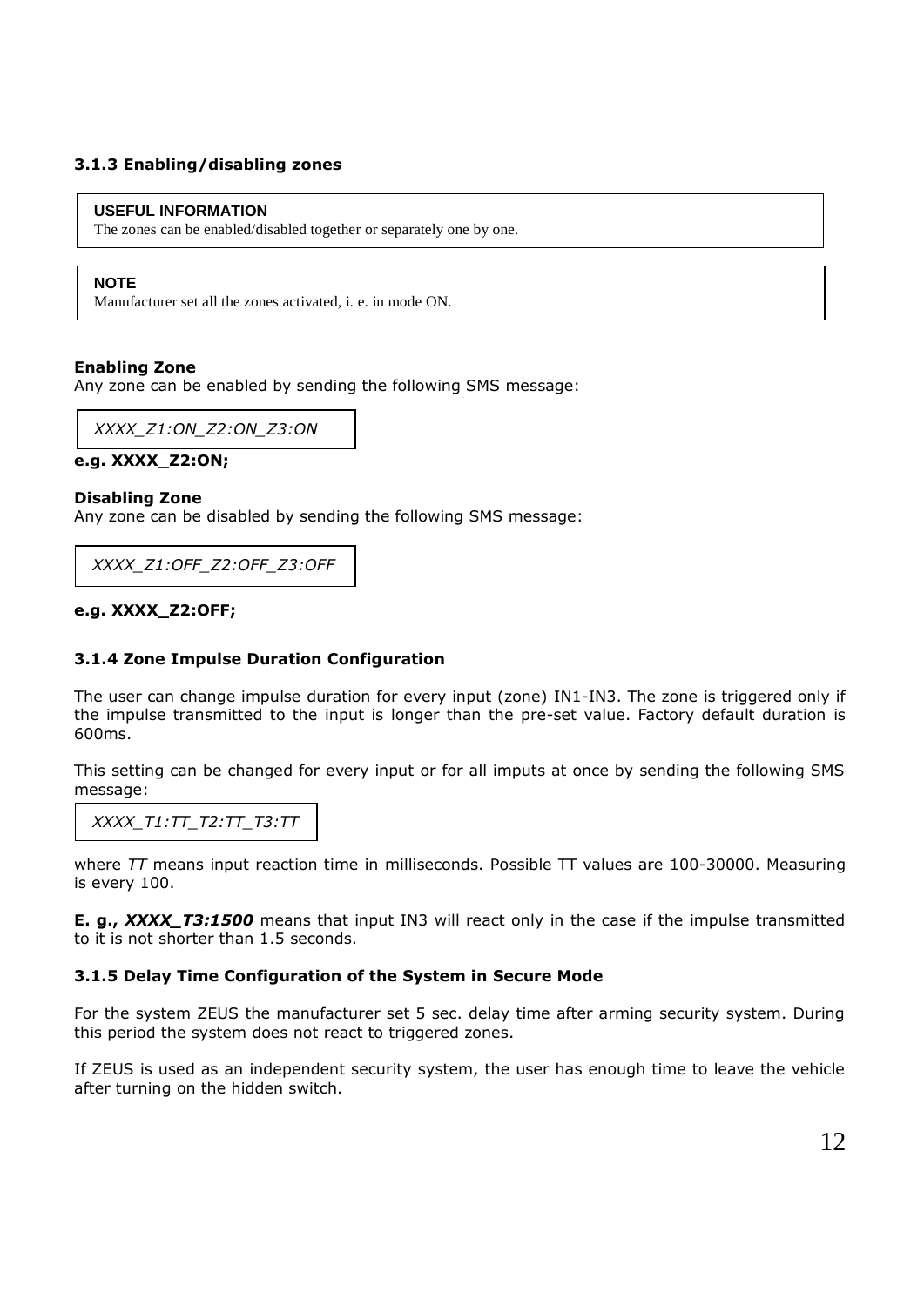### 3.1.3 Enabling/disabling zones

> **USEFUL INFORMATION**
> The zones can be enabled/disabled together or separately one by one.

> **NOTE**
> Manufacturer set all the zones activated, i. e. in mode ON.

**Enabling Zone**
Any zone can be enabled by sending the following SMS message:

```
XXXX_Z1:ON_Z2:ON_Z3:ON
```

**e.g. XXXX_Z2:ON;**

**Disabling Zone**
Any zone can be disabled by sending the following SMS message:

```
XXXX_Z1:OFF_Z2:OFF_Z3:OFF
```

**e.g. XXXX_Z2:OFF;**

### 3.1.4 Zone Impulse Duration Configuration

The user can change impulse duration for every input (zone) IN1-IN3. The zone is triggered only if the impulse transmitted to the input is longer than the pre-set value. Factory default duration is 600ms.

This setting can be changed for every input or for all imputs at once by sending the following SMS message:

```
XXXX_T1:TT_T2:TT_T3:TT
```

where *TT* means input reaction time in milliseconds. Possible TT values are 100-30000. Measuring is every 100.

**E. g., *XXXX_T3:1500*** means that input IN3 will react only in the case if the impulse transmitted to it is not shorter than 1.5 seconds.

### 3.1.5 Delay Time Configuration of the System in Secure Mode

For the system ZEUS the manufacturer set 5 sec. delay time after arming security system. During this period the system does not react to triggered zones.

If ZEUS is used as an independent security system, the user has enough time to leave the vehicle after turning on the hidden switch.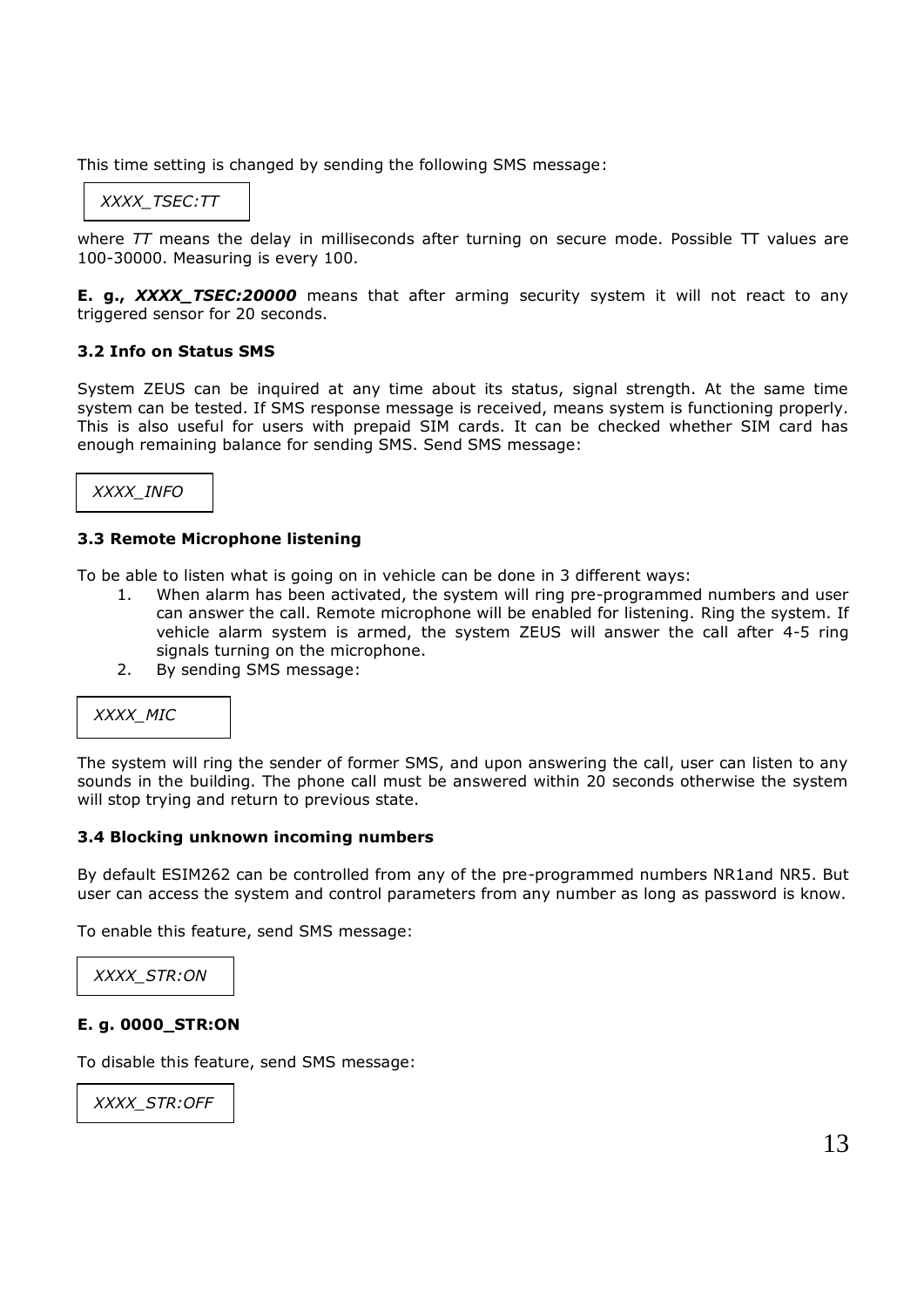This time setting is changed by sending the following SMS message:

```
XXXX_TSEC:TT
```

where *TT* means the delay in milliseconds after turning on secure mode. Possible TT values are 100-30000. Measuring is every 100.

**E. g.,** ***XXXX_TSEC:20000*** means that after arming security system it will not react to any triggered sensor for 20 seconds.

### 3.2 Info on Status SMS

System ZEUS can be inquired at any time about its status, signal strength. At the same time system can be tested. If SMS response message is received, means system is functioning properly. This is also useful for users with prepaid SIM cards. It can be checked whether SIM card has enough remaining balance for sending SMS. Send SMS message:

```
XXXX_INFO
```

### 3.3 Remote Microphone listening

To be able to listen what is going on in vehicle can be done in 3 different ways:

1. When alarm has been activated, the system will ring pre-programmed numbers and user can answer the call. Remote microphone will be enabled for listening. Ring the system. If vehicle alarm system is armed, the system ZEUS will answer the call after 4-5 ring signals turning on the microphone.
2. By sending SMS message:

```
XXXX_MIC
```

The system will ring the sender of former SMS, and upon answering the call, user can listen to any sounds in the building. The phone call must be answered within 20 seconds otherwise the system will stop trying and return to previous state.

### 3.4 Blocking unknown incoming numbers

By default ESIM262 can be controlled from any of the pre-programmed numbers NR1and NR5. But user can access the system and control parameters from any number as long as password is know.

To enable this feature, send SMS message:

```
XXXX_STR:ON
```

**E. g. 0000_STR:ON**

To disable this feature, send SMS message:

```
XXXX_STR:OFF
```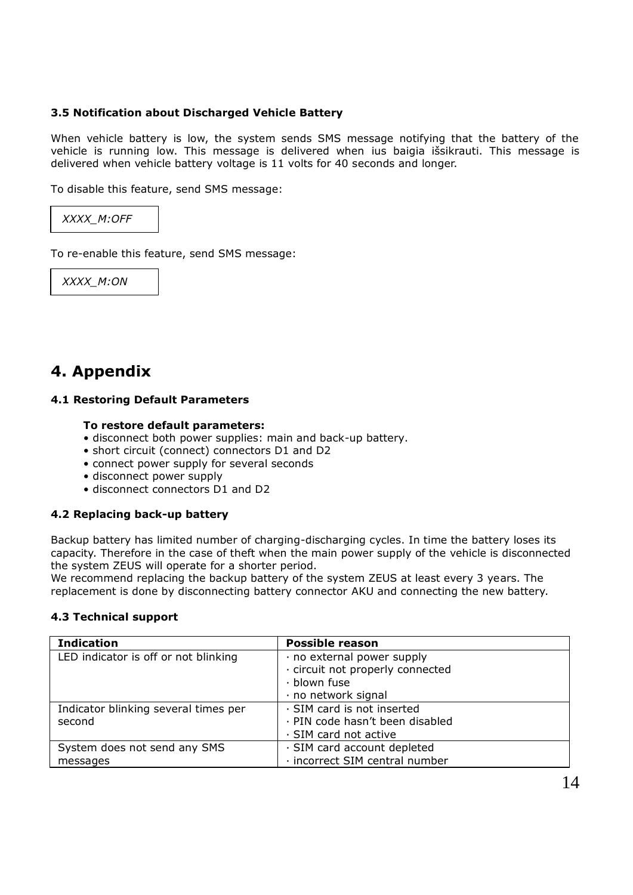### 3.5 Notification about Discharged Vehicle Battery

When vehicle battery is low, the system sends SMS message notifying that the battery of the vehicle is running low. This message is delivered when ius baigia išsikrauti. This message is delivered when vehicle battery voltage is 11 volts for 40 seconds and longer.

To disable this feature, send SMS message:

```
XXXX_M:OFF
```

To re-enable this feature, send SMS message:

```
XXXX_M:ON
```

# 4. Appendix

### 4.1 Restoring Default Parameters

**To restore default parameters:**

- disconnect both power supplies: main and back-up battery.
- short circuit (connect) connectors D1 and D2
- connect power supply for several seconds
- disconnect power supply
- disconnect connectors D1 and D2

### 4.2 Replacing back-up battery

Backup battery has limited number of charging-discharging cycles. In time the battery loses its capacity. Therefore in the case of theft when the main power supply of the vehicle is disconnected the system ZEUS will operate for a shorter period.
We recommend replacing the backup battery of the system ZEUS at least every 3 years. The replacement is done by disconnecting battery connector AKU and connecting the new battery.

### 4.3 Technical support

| Indication | Possible reason |
| --- | --- |
| LED indicator is off or not blinking | · no external power supply<br>· circuit not properly connected<br>· blown fuse<br>· no network signal |
| Indicator blinking several times per second | · SIM card is not inserted<br>· PIN code hasn't been disabled<br>· SIM card not active |
| System does not send any SMS messages | · SIM card account depleted<br>· incorrect SIM central number |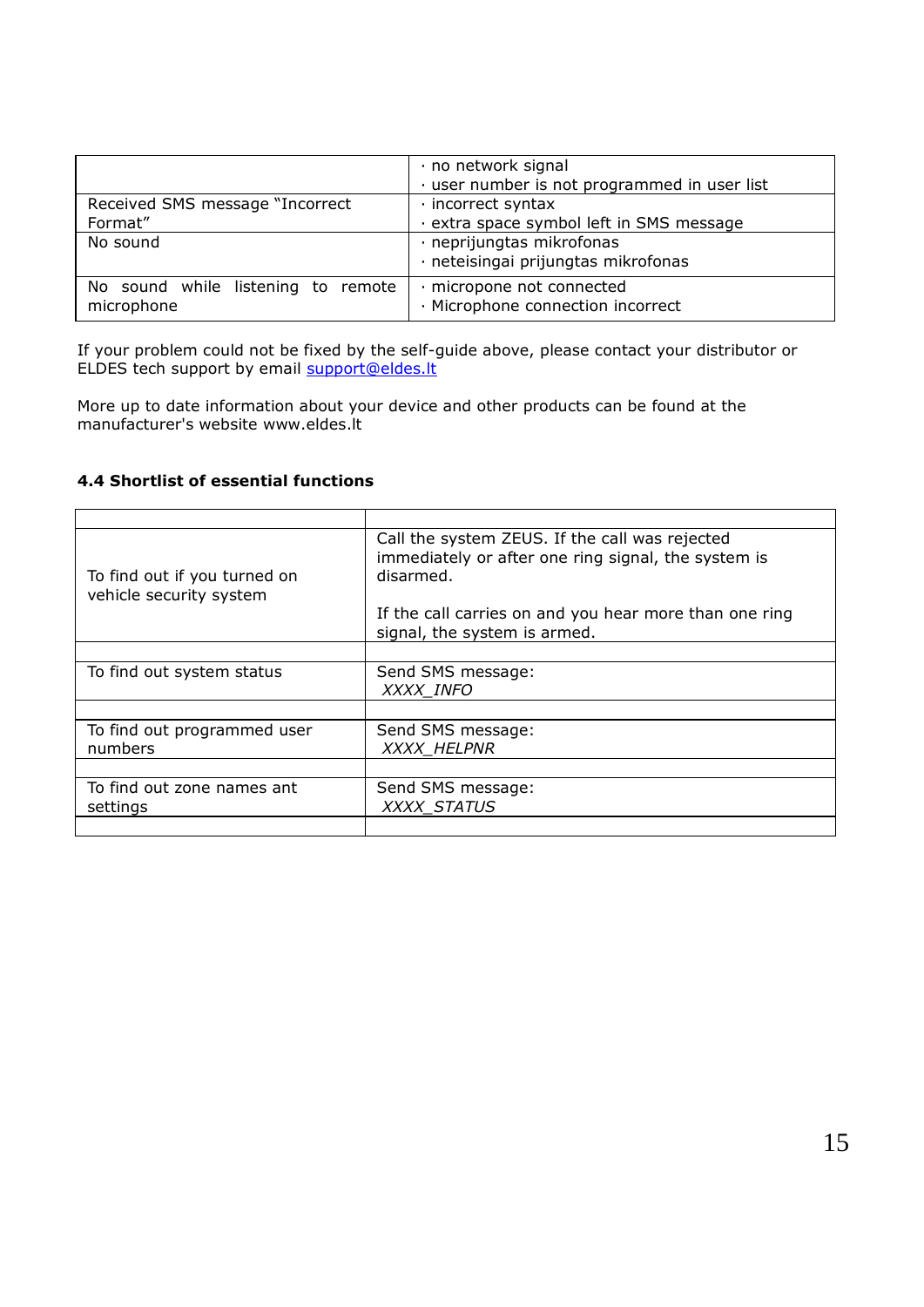| | |
|---|---|
| | · no network signal<br>· user number is not programmed in user list |
| Received SMS message "Incorrect Format" | · incorrect syntax<br>· extra space symbol left in SMS message |
| No sound | · neprijungtas mikrofonas<br>· neteisingai prijungtas mikrofonas |
| No sound while listening to remote microphone | · micropone not connected<br>· Microphone connection incorrect |

If your problem could not be fixed by the self-guide above, please contact your distributor or ELDES tech support by email [support@eldes.lt](mailto:support@eldes.lt)

More up to date information about your device and other products can be found at the manufacturer's website www.eldes.lt

### 4.4 Shortlist of essential functions

| | |
|---|---|
| To find out if you turned on vehicle security system | Call the system ZEUS. If the call was rejected immediately or after one ring signal, the system is disarmed.<br><br>If the call carries on and you hear more than one ring signal, the system is armed. |
| | |
| To find out system status | Send SMS message:<br>*XXXX_INFO* |
| | |
| To find out programmed user numbers | Send SMS message:<br>*XXXX_HELPNR* |
| | |
| To find out zone names ant settings | Send SMS message:<br>*XXXX_STATUS* |
| | |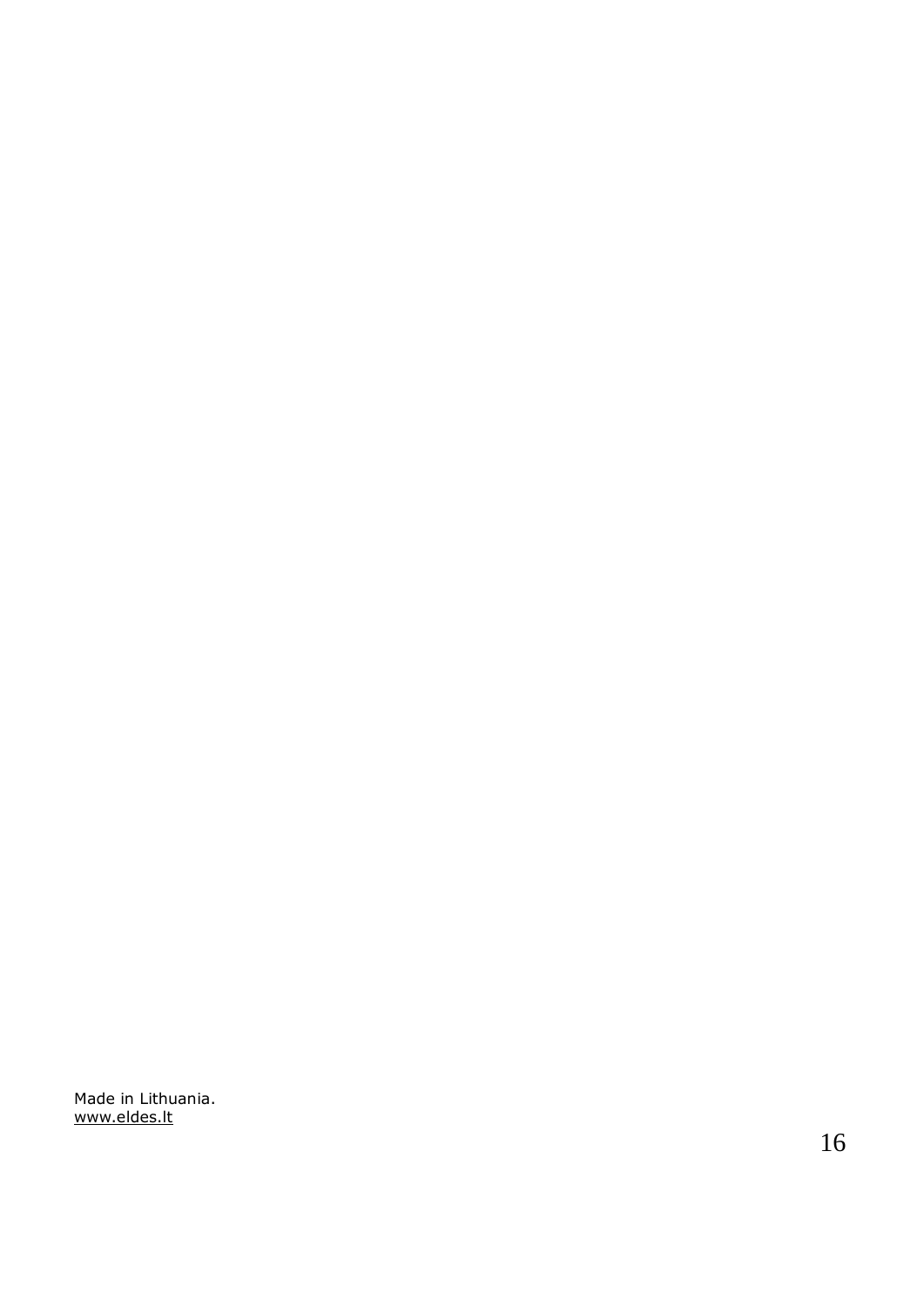Made in Lithuania.
www.eldes.lt